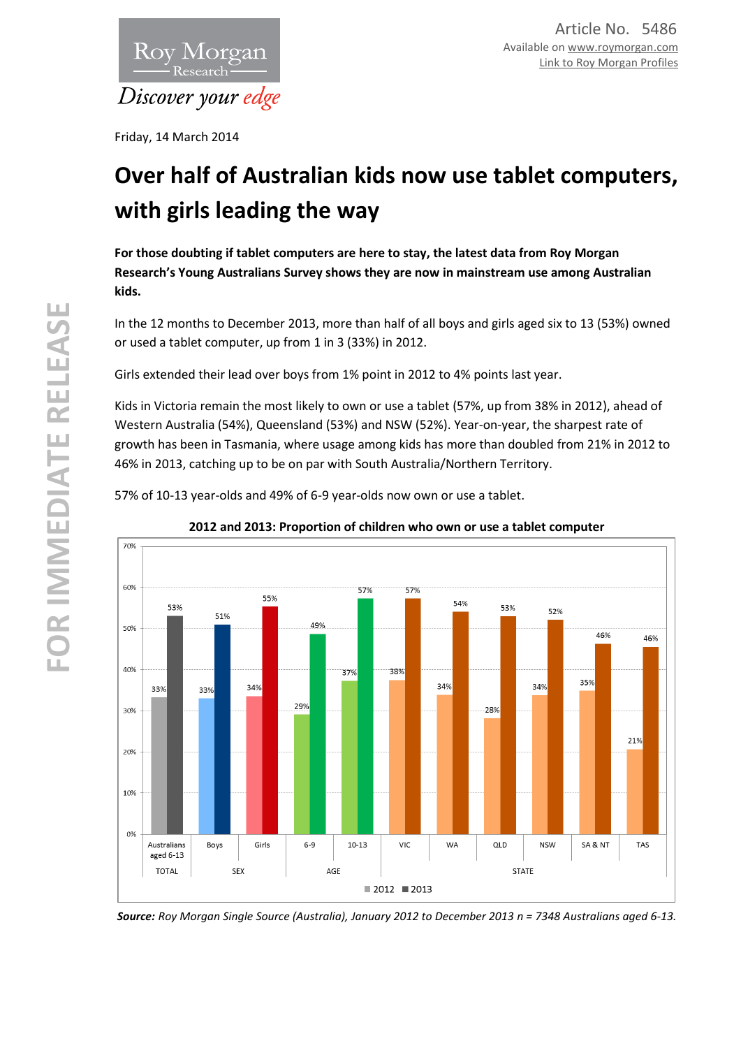Article No. 5486
Available on www.roymorgan.com
Link to Roy Morgan Profiles

Friday, 14 March 2014

# Over half of Australian kids now use tablet computers, with girls leading the way

**For those doubting if tablet computers are here to stay, the latest data from Roy Morgan Research's Young Australians Survey shows they are now in mainstream use among Australian kids.**

In the 12 months to December 2013, more than half of all boys and girls aged six to 13 (53%) owned or used a tablet computer, up from 1 in 3 (33%) in 2012.

Girls extended their lead over boys from 1% point in 2012 to 4% points last year.

Kids in Victoria remain the most likely to own or use a tablet (57%, up from 38% in 2012), ahead of Western Australia (54%), Queensland (53%) and NSW (52%). Year-on-year, the sharpest rate of growth has been in Tasmania, where usage among kids has more than doubled from 21% in 2012 to 46% in 2013, catching up to be on par with South Australia/Northern Territory.

57% of 10-13 year-olds and 49% of 6-9 year-olds now own or use a tablet.

**2012 and 2013: Proportion of children who own or use a tablet computer**

| | | 2012 | 2013 |
|---|---|---|---|
| TOTAL | Australians aged 6-13 | 33% | 53% |
| SEX | Boys | 33% | 51% |
| | Girls | 34% | 55% |
| AGE | 6-9 | 29% | 49% |
| | 10-13 | 37% | 57% |
| STATE | VIC | 38% | 57% |
| | WA | 34% | 54% |
| | QLD | 28% | 53% |
| | NSW | 34% | 52% |
| | SA & NT | 35% | 46% |
| | TAS | 21% | 46% |

***Source:** Roy Morgan Single Source (Australia), January 2012 to December 2013 n = 7348 Australians aged 6-13.*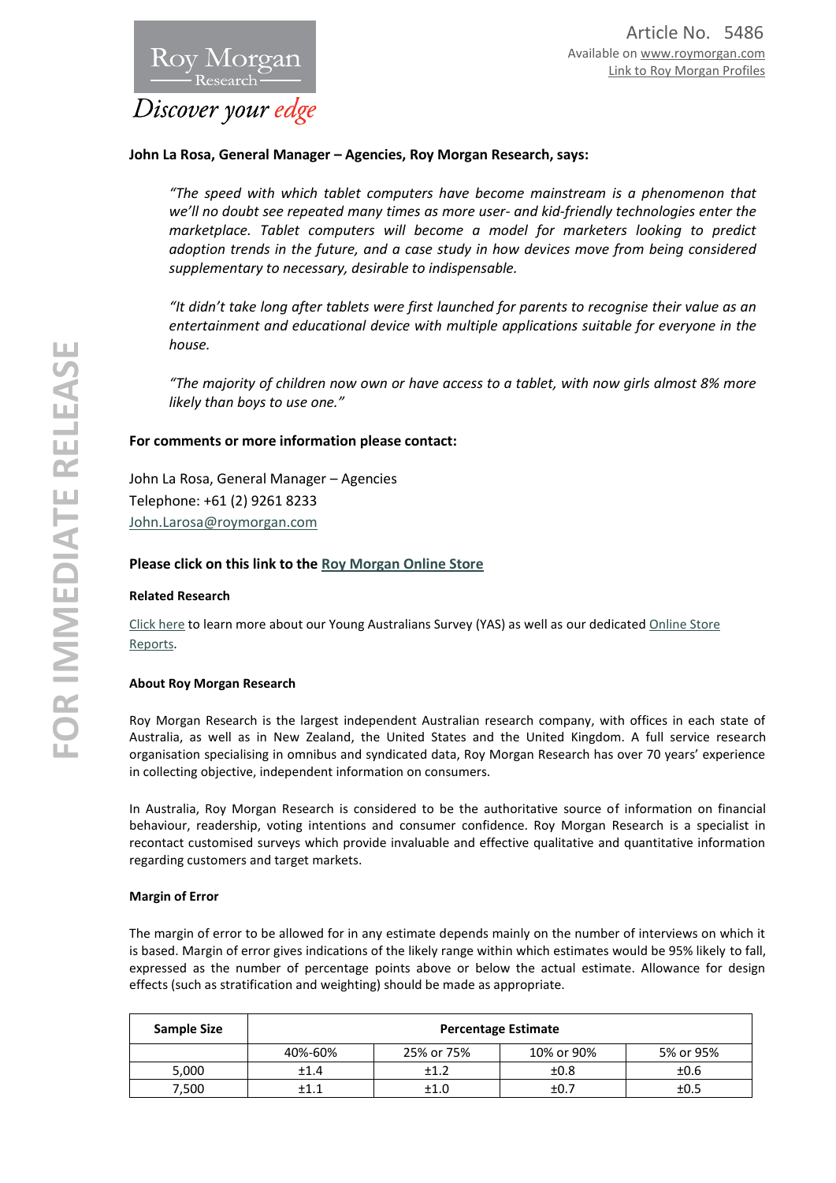**John La Rosa, General Manager – Agencies, Roy Morgan Research, says:**

*"The speed with which tablet computers have become mainstream is a phenomenon that we'll no doubt see repeated many times as more user- and kid-friendly technologies enter the marketplace. Tablet computers will become a model for marketers looking to predict adoption trends in the future, and a case study in how devices move from being considered supplementary to necessary, desirable to indispensable.*

*"It didn't take long after tablets were first launched for parents to recognise their value as an entertainment and educational device with multiple applications suitable for everyone in the house.*

*"The majority of children now own or have access to a tablet, with now girls almost 8% more likely than boys to use one."*

**For comments or more information please contact:**

John La Rosa, General Manager – Agencies
Telephone: +61 (2) 9261 8233
John.Larosa@roymorgan.com

**Please click on this link to the Roy Morgan Online Store**

**Related Research**

Click here to learn more about our Young Australians Survey (YAS) as well as our dedicated Online Store Reports.

**About Roy Morgan Research**

Roy Morgan Research is the largest independent Australian research company, with offices in each state of Australia, as well as in New Zealand, the United States and the United Kingdom. A full service research organisation specialising in omnibus and syndicated data, Roy Morgan Research has over 70 years' experience in collecting objective, independent information on consumers.

In Australia, Roy Morgan Research is considered to be the authoritative source of information on financial behaviour, readership, voting intentions and consumer confidence. Roy Morgan Research is a specialist in recontact customised surveys which provide invaluable and effective qualitative and quantitative information regarding customers and target markets.

**Margin of Error**

The margin of error to be allowed for in any estimate depends mainly on the number of interviews on which it is based. Margin of error gives indications of the likely range within which estimates would be 95% likely to fall, expressed as the number of percentage points above or below the actual estimate. Allowance for design effects (such as stratification and weighting) should be made as appropriate.

| Sample Size | Percentage Estimate | | | |
|---|---|---|---|---|
| | 40%-60% | 25% or 75% | 10% or 90% | 5% or 95% |
| 5,000 | ±1.4 | ±1.2 | ±0.8 | ±0.6 |
| 7,500 | ±1.1 | ±1.0 | ±0.7 | ±0.5 |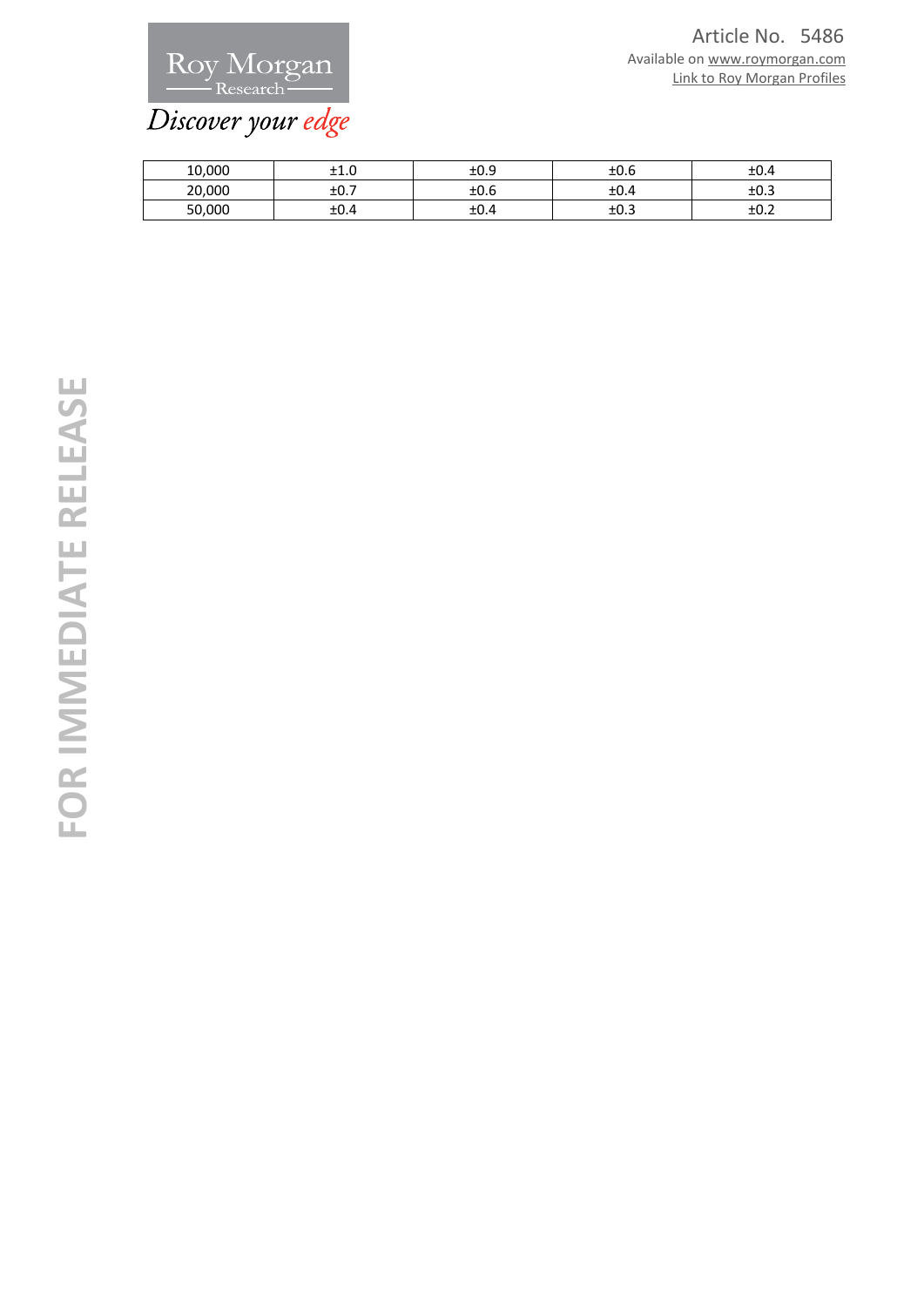| | | | | |
|---|---|---|---|---|
| 10,000 | ±1.0 | ±0.9 | ±0.6 | ±0.4 |
| 20,000 | ±0.7 | ±0.6 | ±0.4 | ±0.3 |
| 50,000 | ±0.4 | ±0.4 | ±0.3 | ±0.2 |